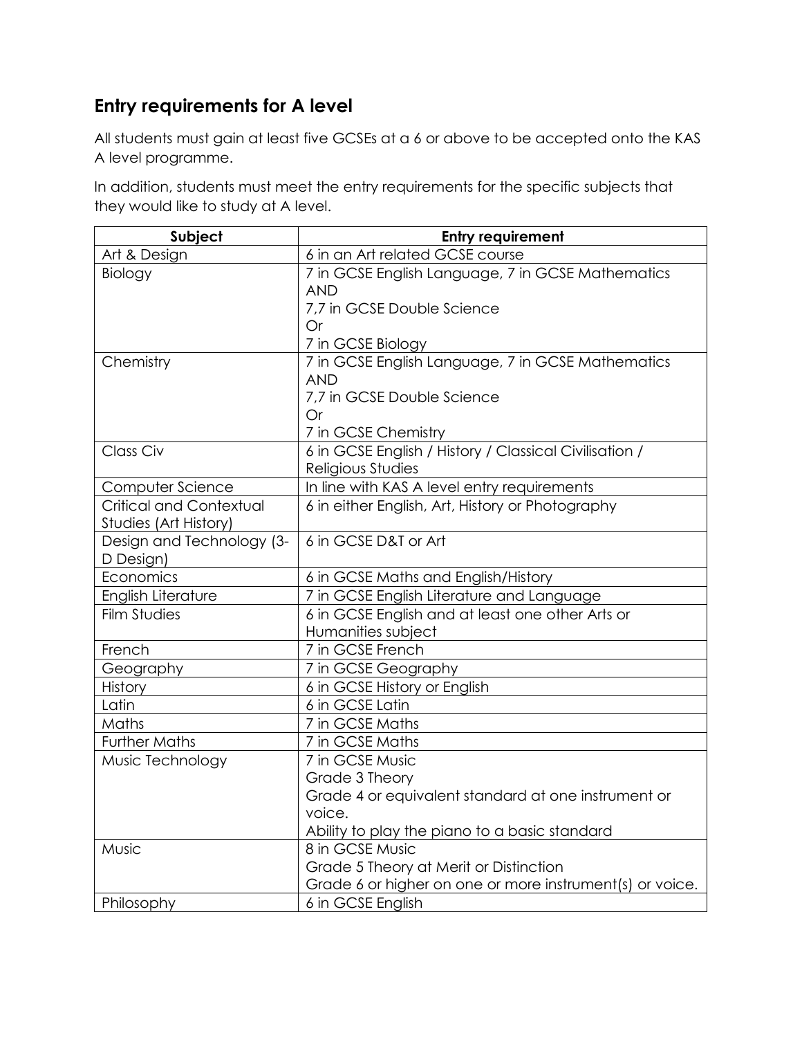## Entry requirements for A level

All students must gain at least five GCSEs at a 6 or above to be accepted onto the KAS A level programme.

In addition, students must meet the entry requirements for the specific subjects that they would like to study at A level.

| Subject | Entry requirement |
|---|---|
| Art & Design | 6 in an Art related GCSE course |
| Biology | 7 in GCSE English Language, 7 in GCSE Mathematics<br>AND<br>7,7 in GCSE Double Science<br>Or<br>7 in GCSE Biology |
| Chemistry | 7 in GCSE English Language, 7 in GCSE Mathematics<br>AND<br>7,7 in GCSE Double Science<br>Or<br>7 in GCSE Chemistry |
| Class Civ | 6 in GCSE English / History / Classical Civilisation / Religious Studies |
| Computer Science | In line with KAS A level entry requirements |
| Critical and Contextual Studies (Art History) | 6 in either English, Art, History or Photography |
| Design and Technology (3-D Design) | 6 in GCSE D&T or Art |
| Economics | 6 in GCSE Maths and English/History |
| English Literature | 7 in GCSE English Literature and Language |
| Film Studies | 6 in GCSE English and at least one other Arts or Humanities subject |
| French | 7 in GCSE French |
| Geography | 7 in GCSE Geography |
| History | 6 in GCSE History or English |
| Latin | 6 in GCSE Latin |
| Maths | 7 in GCSE Maths |
| Further Maths | 7 in GCSE Maths |
| Music Technology | 7 in GCSE Music<br>Grade 3 Theory<br>Grade 4 or equivalent standard at one instrument or voice.<br>Ability to play the piano to a basic standard |
| Music | 8 in GCSE Music<br>Grade 5 Theory at Merit or Distinction<br>Grade 6 or higher on one or more instrument(s) or voice. |
| Philosophy | 6 in GCSE English |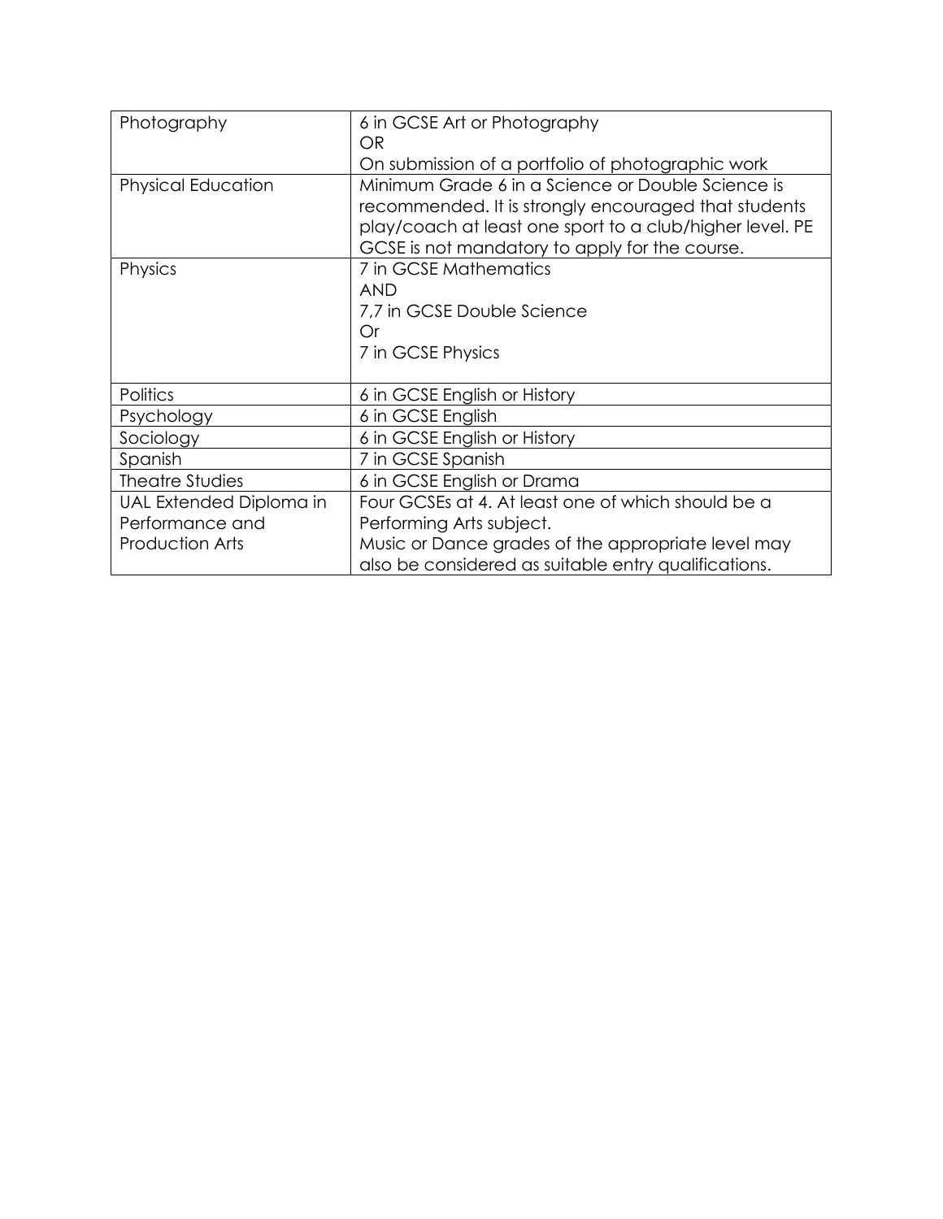| | |
|---|---|
| Photography | 6 in GCSE Art or Photography<br>OR<br>On submission of a portfolio of photographic work |
| Physical Education | Minimum Grade 6 in a Science or Double Science is recommended. It is strongly encouraged that students play/coach at least one sport to a club/higher level. PE GCSE is not mandatory to apply for the course. |
| Physics | 7 in GCSE Mathematics<br>AND<br>7,7 in GCSE Double Science<br>Or<br>7 in GCSE Physics |
| Politics | 6 in GCSE English or History |
| Psychology | 6 in GCSE English |
| Sociology | 6 in GCSE English or History |
| Spanish | 7 in GCSE Spanish |
| Theatre Studies | 6 in GCSE English or Drama |
| UAL Extended Diploma in Performance and Production Arts | Four GCSEs at 4. At least one of which should be a Performing Arts subject.<br>Music or Dance grades of the appropriate level may also be considered as suitable entry qualifications. |